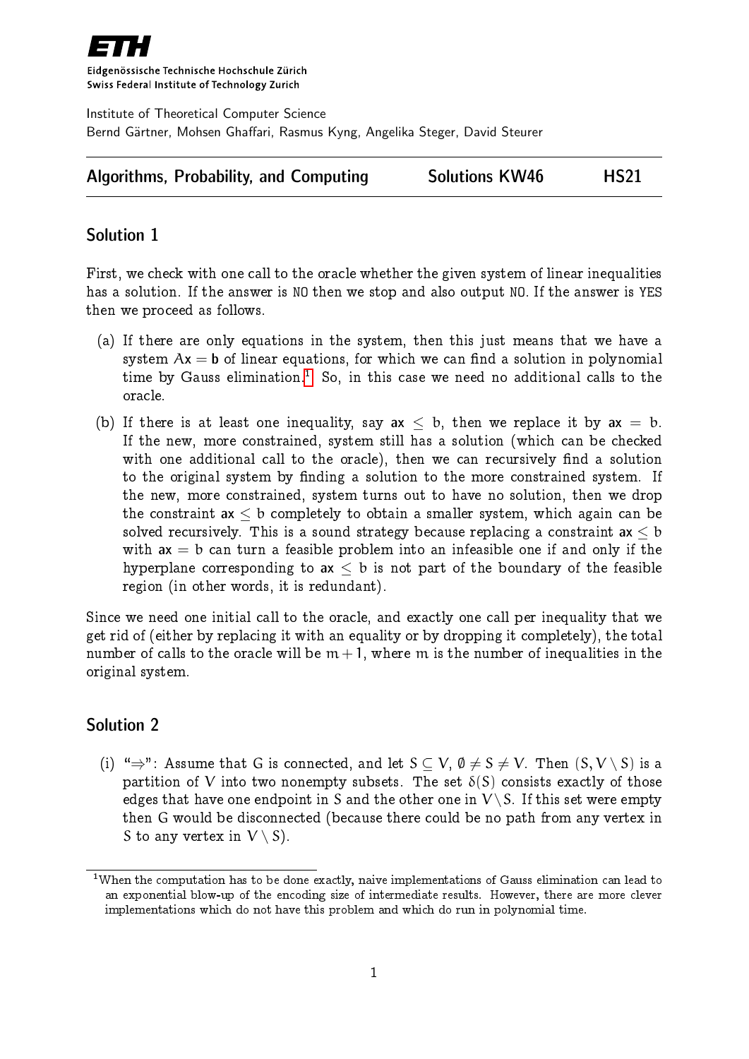Eidgenössische Technische Hochschule Zürich
Swiss Federal Institute of Technology Zurich

Institute of Theoretical Computer Science
Bernd Gärtner, Mohsen Ghaffari, Rasmus Kyng, Angelika Steger, David Steurer

**Algorithms, Probability, and Computing** | **Solutions KW46** | **HS21**

## Solution 1

First, we check with one call to the oracle whether the given system of linear inequalities has a solution. If the answer is NO then we stop and also output NO. If the answer is YES then we proceed as follows.

(a) If there are only equations in the system, then this just means that we have a system $A\mathbf{x} = \mathbf{b}$ of linear equations, for which we can find a solution in polynomial time by Gauss elimination.[1] So, in this case we need no additional calls to the oracle.

(b) If there is at least one inequality, say $\mathbf{ax} \leq b$, then we replace it by $\mathbf{ax} = b$. If the new, more constrained, system still has a solution (which can be checked with one additional call to the oracle), then we can recursively find a solution to the original system by finding a solution to the more constrained system. If the new, more constrained, system turns out to have no solution, then we drop the constraint $\mathbf{ax} \leq b$ completely to obtain a smaller system, which again can be solved recursively. This is a sound strategy because replacing a constraint $\mathbf{ax} \leq b$ with $\mathbf{ax} = b$ can turn a feasible problem into an infeasible one if and only if the hyperplane corresponding to $\mathbf{ax} \leq b$ is not part of the boundary of the feasible region (in other words, it is redundant).

Since we need one initial call to the oracle, and exactly one call per inequality that we get rid of (either by replacing it with an equality or by dropping it completely), the total number of calls to the oracle will be $m + 1$, where $m$ is the number of inequalities in the original system.

## Solution 2

(i) "$\Rightarrow$": Assume that $G$ is connected, and let $S \subseteq V$, $\emptyset \neq S \neq V$. Then $(S, V \setminus S)$ is a partition of $V$ into two nonempty subsets. The set $\delta(S)$ consists exactly of those edges that have one endpoint in $S$ and the other one in $V \setminus S$. If this set were empty then $G$ would be disconnected (because there could be no path from any vertex in $S$ to any vertex in $V \setminus S$).

[1] When the computation has to be done exactly, naive implementations of Gauss elimination can lead to an exponential blow-up of the encoding size of intermediate results. However, there are more clever implementations which do not have this problem and which do run in polynomial time.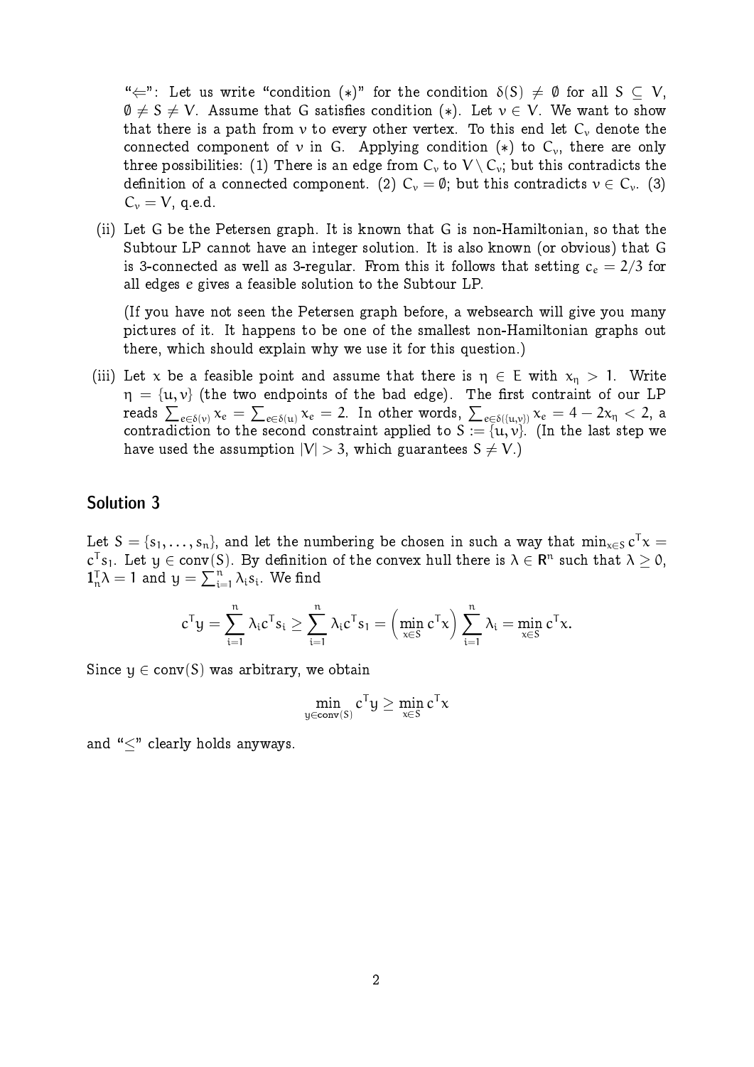"$\Leftarrow$": Let us write "condition $(*)$" for the condition $\delta(S) \neq \emptyset$ for all $S \subseteq V$, $\emptyset \neq S \neq V$. Assume that G satisfies condition $(*)$. Let $v \in V$. We want to show that there is a path from $v$ to every other vertex. To this end let $C_v$ denote the connected component of $v$ in G. Applying condition $(*)$ to $C_v$, there are only three possibilities: (1) There is an edge from $C_v$ to $V \setminus C_v$; but this contradicts the definition of a connected component. (2) $C_v = \emptyset$; but this contradicts $v \in C_v$. (3) $C_v = V$, q.e.d.

(ii) Let G be the Petersen graph. It is known that G is non-Hamiltonian, so that the Subtour LP cannot have an integer solution. It is also known (or obvious) that G is 3-connected as well as 3-regular. From this it follows that setting $c_e = 2/3$ for all edges $e$ gives a feasible solution to the Subtour LP.

(If you have not seen the Petersen graph before, a websearch will give you many pictures of it. It happens to be one of the smallest non-Hamiltonian graphs out there, which should explain why we use it for this question.)

(iii) Let $x$ be a feasible point and assume that there is $\eta \in E$ with $x_\eta > 1$. Write $\eta = \{u, v\}$ (the two endpoints of the bad edge). The first contraint of our LP reads $\sum_{e \in \delta(v)} x_e = \sum_{e \in \delta(u)} x_e = 2$. In other words, $\sum_{e \in \delta(\{u,v\})} x_e = 4 - 2x_\eta < 2$, a contradiction to the second constraint applied to $S := \{u, v\}$. (In the last step we have used the assumption $|V| > 3$, which guarantees $S \neq V$.)

## Solution 3

Let $S = \{s_1, \dots, s_n\}$, and let the numbering be chosen in such a way that $\min_{x \in S} c^T x = c^T s_1$. Let $y \in \text{conv}(S)$. By definition of the convex hull there is $\lambda \in \mathbf{R}^n$ such that $\lambda \geq 0$, $\mathbf{1}_n^T \lambda = 1$ and $y = \sum_{i=1}^n \lambda_i s_i$. We find

$$c^T y = \sum_{i=1}^n \lambda_i c^T s_i \geq \sum_{i=1}^n \lambda_i c^T s_1 = \left( \min_{x \in S} c^T x \right) \sum_{i=1}^n \lambda_i = \min_{x \in S} c^T x.$$

Since $y \in \text{conv}(S)$ was arbitrary, we obtain

$$\min_{y \in \mathbf{conv}(S)} c^T y \geq \min_{x \in S} c^T x$$

and "$\leq$" clearly holds anyways.